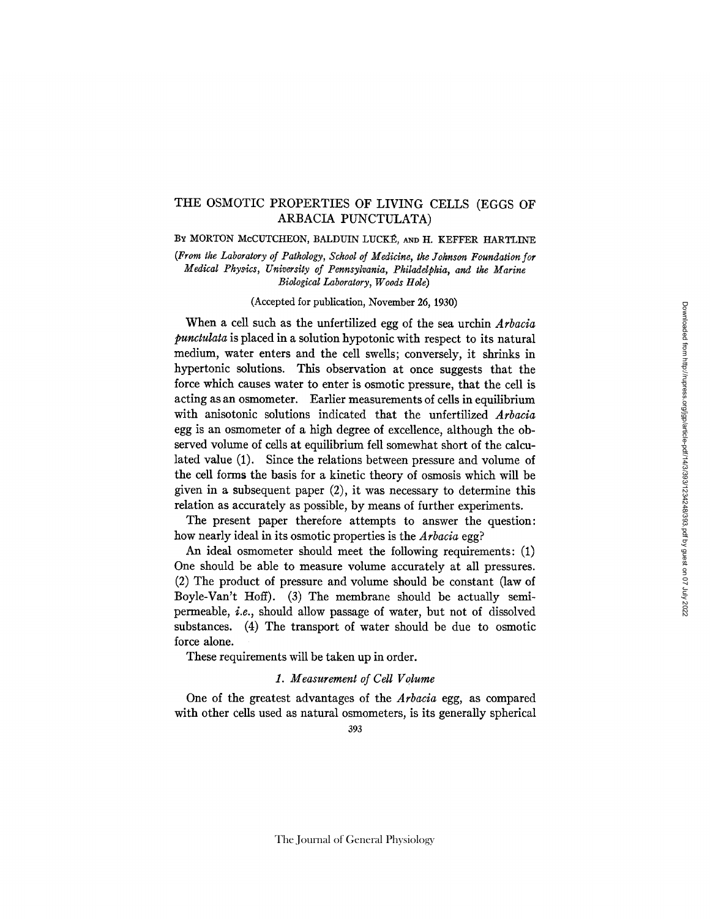# THE OSMOTIC PROPERTIES OF LIVING CELLS (EGGS OF ARBACIA PUNCTULATA)

BY MORTON McCUTCHEON, BALDUIN LUCKÉ, AND H. KEFFER HARTLINE

*(From the Laboratory of Pathology, School of Medicine, the Johnson Foundation for Medical Physics, University of Pennsylvania, Philadelphia, and the Marine Biological Laboratory, Woods Hole)*

(Accepted for publication, November 26, 1930)

When a cell such as the unfertilized egg of the sea urchin *Arbacia punctulata* is placed in a solution hypotonic with respect to its natural medium, water enters and the cell swells; conversely, it shrinks in hypertonic solutions. This observation at once suggests that the force which causes water to enter is osmotic pressure, that the cell is acting as an osmometer. Earlier measurements of cells in equilibrium with anisotonic solutions indicated that the unfertilized *Arbacia* egg is an osmometer of a high degree of excellence, although the observed volume of cells at equilibrium fell somewhat short of the calculated value (1). Since the relations between pressure and volume of the cell forms the basis for a kinetic theory of osmosis which will be given in a subsequent paper (2), it was necessary to determine this relation as accurately as possible, by means of further experiments.

The present paper therefore attempts to answer the question: how nearly ideal in its osmotic properties is the *Arbacia* egg?

An ideal osmometer should meet the following requirements: (1) One should be able to measure volume accurately at all pressures. (2) The product of pressure and volume should be constant (law of Boyle-Van't Hoff). (3) The membrane should be actually semi-permeable, *i.e.*, should allow passage of water, but not of dissolved substances. (4) The transport of water should be due to osmotic force alone.

These requirements will be taken up in order.

### *1. Measurement of Cell Volume*

One of the greatest advantages of the *Arbacia* egg, as compared with other cells used as natural osmometers, is its generally spherical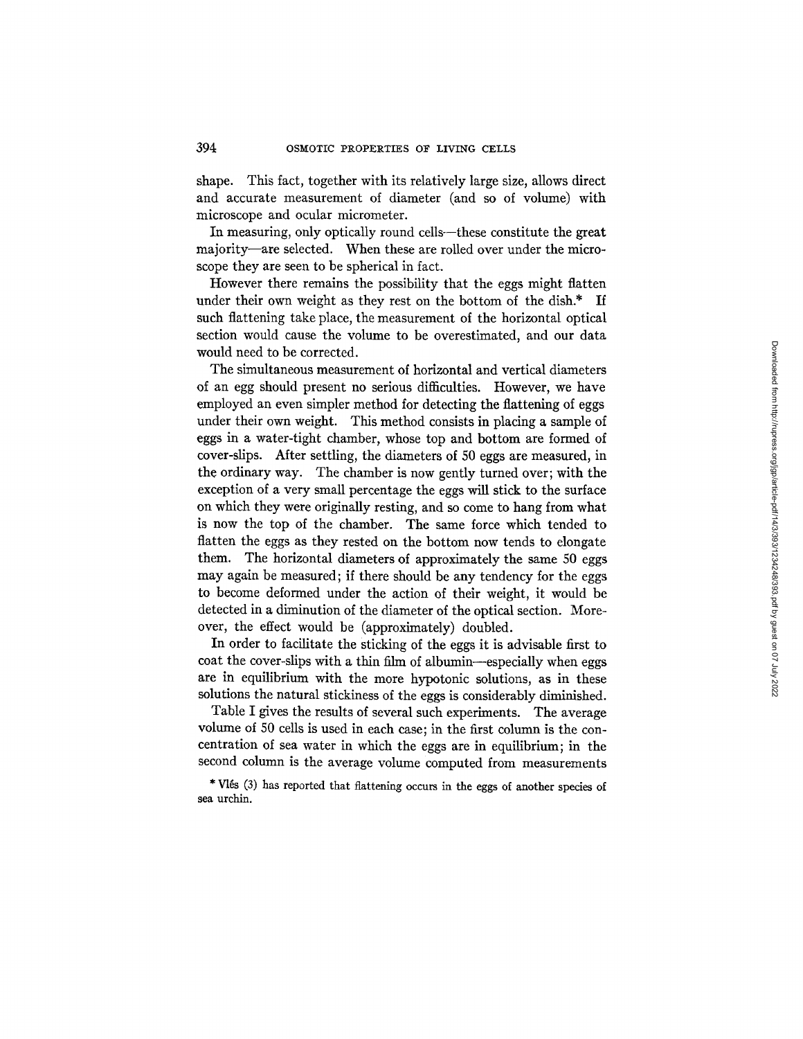shape. This fact, together with its relatively large size, allows direct and accurate measurement of diameter (and so of volume) with microscope and ocular micrometer.

In measuring, only optically round cells—these constitute the great majority—are selected. When these are rolled over under the microscope they are seen to be spherical in fact.

However there remains the possibility that the eggs might flatten under their own weight as they rest on the bottom of the dish.* If such flattening take place, the measurement of the horizontal optical section would cause the volume to be overestimated, and our data would need to be corrected.

The simultaneous measurement of horizontal and vertical diameters of an egg should present no serious difficulties. However, we have employed an even simpler method for detecting the flattening of eggs under their own weight. This method consists in placing a sample of eggs in a water-tight chamber, whose top and bottom are formed of cover-slips. After settling, the diameters of 50 eggs are measured, in the ordinary way. The chamber is now gently turned over; with the exception of a very small percentage the eggs will stick to the surface on which they were originally resting, and so come to hang from what is now the top of the chamber. The same force which tended to flatten the eggs as they rested on the bottom now tends to elongate them. The horizontal diameters of approximately the same 50 eggs may again be measured; if there should be any tendency for the eggs to become deformed under the action of their weight, it would be detected in a diminution of the diameter of the optical section. Moreover, the effect would be (approximately) doubled.

In order to facilitate the sticking of the eggs it is advisable first to coat the cover-slips with a thin film of albumin—especially when eggs are in equilibrium with the more hypotonic solutions, as in these solutions the natural stickiness of the eggs is considerably diminished.

Table I gives the results of several such experiments. The average volume of 50 cells is used in each case; in the first column is the concentration of sea water in which the eggs are in equilibrium; in the second column is the average volume computed from measurements

* Vlès (3) has reported that flattening occurs in the eggs of another species of sea urchin.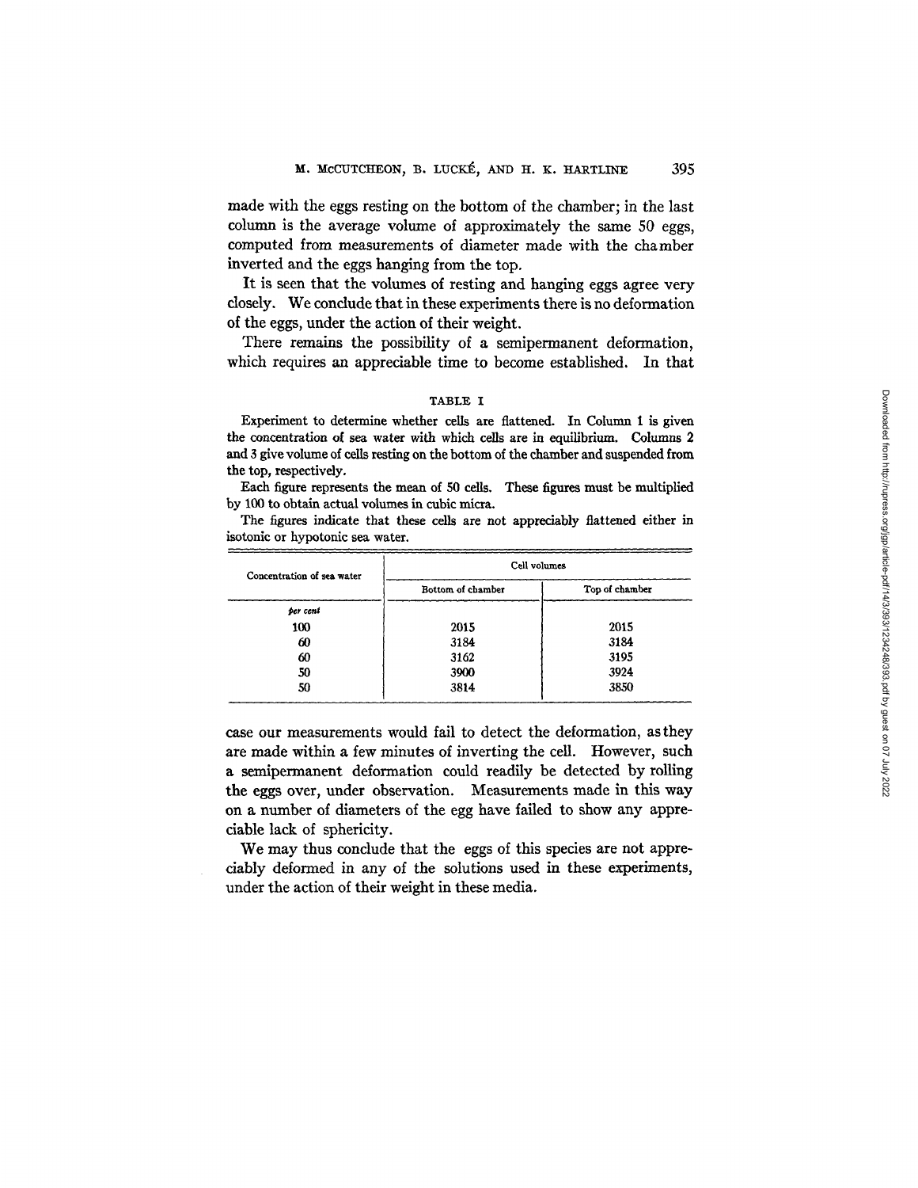made with the eggs resting on the bottom of the chamber; in the last column is the average volume of approximately the same 50 eggs, computed from measurements of diameter made with the chamber inverted and the eggs hanging from the top.

It is seen that the volumes of resting and hanging eggs agree very closely. We conclude that in these experiments there is no deformation of the eggs, under the action of their weight.

There remains the possibility of a semipermanent deformation, which requires an appreciable time to become established. In that case our measurements would fail to detect the deformation, as they are made within a few minutes of inverting the cell. However, such a semipermanent deformation could readily be detected by rolling the eggs over, under observation. Measurements made in this way on a number of diameters of the egg have failed to show any appreciable lack of sphericity.

TABLE I

Experiment to determine whether cells are flattened. In Column 1 is given the concentration of sea water with which cells are in equilibrium. Columns 2 and 3 give volume of cells resting on the bottom of the chamber and suspended from the top, respectively.

Each figure represents the mean of 50 cells. These figures must be multiplied by 100 to obtain actual volumes in cubic micra.

The figures indicate that these cells are not appreciably flattened either in isotonic or hypotonic sea water.

| Concentration of sea water | Cell volumes | |
|---|---|---|
| | Bottom of chamber | Top of chamber |
| *per cent* | | |
| 100 | 2015 | 2015 |
| 60 | 3184 | 3184 |
| 60 | 3162 | 3195 |
| 50 | 3900 | 3924 |
| 50 | 3814 | 3850 |

We may thus conclude that the eggs of this species are not appreciably deformed in any of the solutions used in these experiments, under the action of their weight in these media.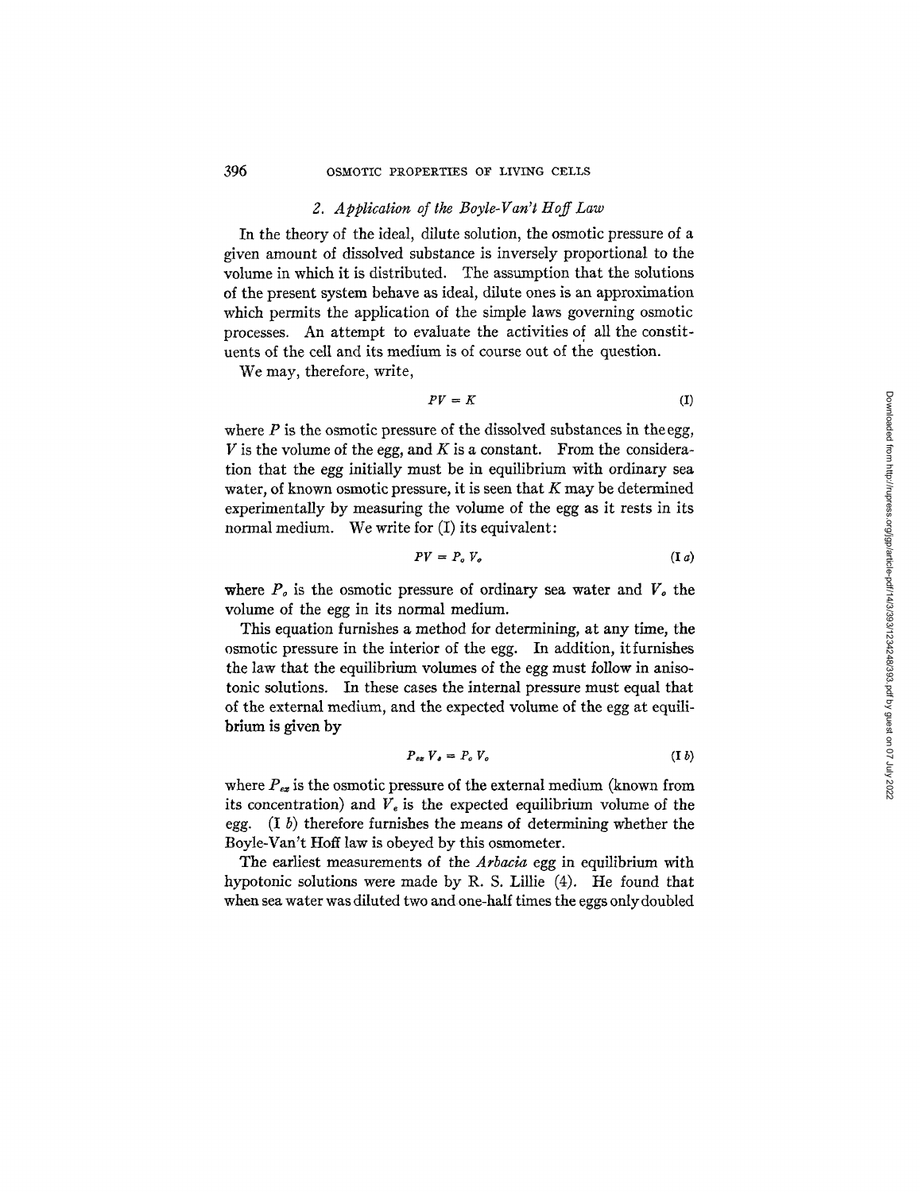### 2. *Application of the Boyle-Van't Hoff Law*

In the theory of the ideal, dilute solution, the osmotic pressure of a given amount of dissolved substance is inversely proportional to the volume in which it is distributed. The assumption that the solutions of the present system behave as ideal, dilute ones is an approximation which permits the application of the simple laws governing osmotic processes. An attempt to evaluate the activities of all the constituents of the cell and its medium is of course out of the question.

We may, therefore, write,

$$PV = K \tag{I}$$

where $P$ is the osmotic pressure of the dissolved substances in the egg, $V$ is the volume of the egg, and $K$ is a constant. From the consideration that the egg initially must be in equilibrium with ordinary sea water, of known osmotic pressure, it is seen that $K$ may be determined experimentally by measuring the volume of the egg as it rests in its normal medium. We write for (I) its equivalent:

$$PV = P_o V_o \tag{I a}$$

where $P_o$ is the osmotic pressure of ordinary sea water and $V_o$ the volume of the egg in its normal medium.

This equation furnishes a method for determining, at any time, the osmotic pressure in the interior of the egg. In addition, it furnishes the law that the equilibrium volumes of the egg must follow in anisotonic solutions. In these cases the internal pressure must equal that of the external medium, and the expected volume of the egg at equilibrium is given by

$$P_{ex} V_e = P_o V_o \tag{I b}$$

where $P_{ex}$ is the osmotic pressure of the external medium (known from its concentration) and $V_e$ is the expected equilibrium volume of the egg. (I *b*) therefore furnishes the means of determining whether the Boyle-Van't Hoff law is obeyed by this osmometer.

The earliest measurements of the *Arbacia* egg in equilibrium with hypotonic solutions were made by R. S. Lillie (4). He found that when sea water was diluted two and one-half times the eggs only doubled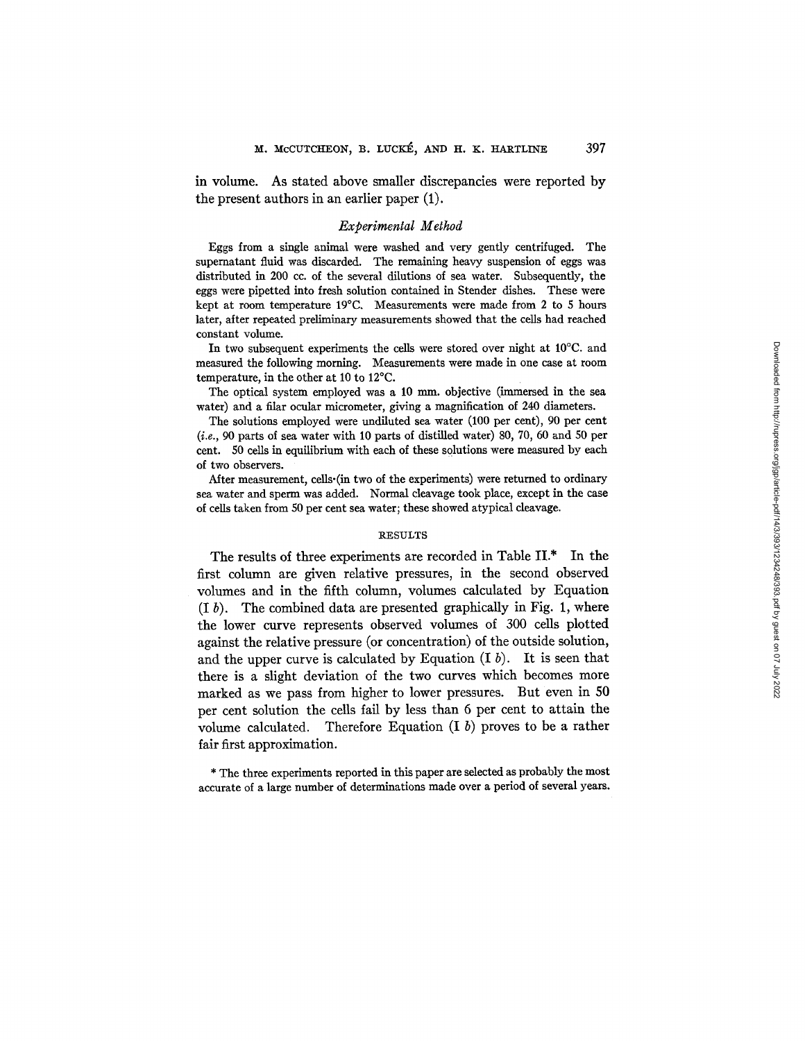in volume. As stated above smaller discrepancies were reported by the present authors in an earlier paper (1).

### *Experimental Method*

Eggs from a single animal were washed and very gently centrifuged. The supernatant fluid was discarded. The remaining heavy suspension of eggs was distributed in 200 cc. of the several dilutions of sea water. Subsequently, the eggs were pipetted into fresh solution contained in Stender dishes. These were kept at room temperature 19°C. Measurements were made from 2 to 5 hours later, after repeated preliminary measurements showed that the cells had reached constant volume.

In two subsequent experiments the cells were stored over night at 10°C. and measured the following morning. Measurements were made in one case at room temperature, in the other at 10 to 12°C.

The optical system employed was a 10 mm. objective (immersed in the sea water) and a filar ocular micrometer, giving a magnification of 240 diameters.

The solutions employed were undiluted sea water (100 per cent), 90 per cent (*i.e.*, 90 parts of sea water with 10 parts of distilled water) 80, 70, 60 and 50 per cent. 50 cells in equilibrium with each of these solutions were measured by each of two observers.

After measurement, cells (in two of the experiments) were returned to ordinary sea water and sperm was added. Normal cleavage took place, except in the case of cells taken from 50 per cent sea water; these showed atypical cleavage.

## RESULTS

The results of three experiments are recorded in Table II.* In the first column are given relative pressures, in the second observed volumes and in the fifth column, volumes calculated by Equation (I *b*). The combined data are presented graphically in Fig. 1, where the lower curve represents observed volumes of 300 cells plotted against the relative pressure (or concentration) of the outside solution, and the upper curve is calculated by Equation (I *b*). It is seen that there is a slight deviation of the two curves which becomes more marked as we pass from higher to lower pressures. But even in 50 per cent solution the cells fail by less than 6 per cent to attain the volume calculated. Therefore Equation (I *b*) proves to be a rather fair first approximation.

* The three experiments reported in this paper are selected as probably the most accurate of a large number of determinations made over a period of several years.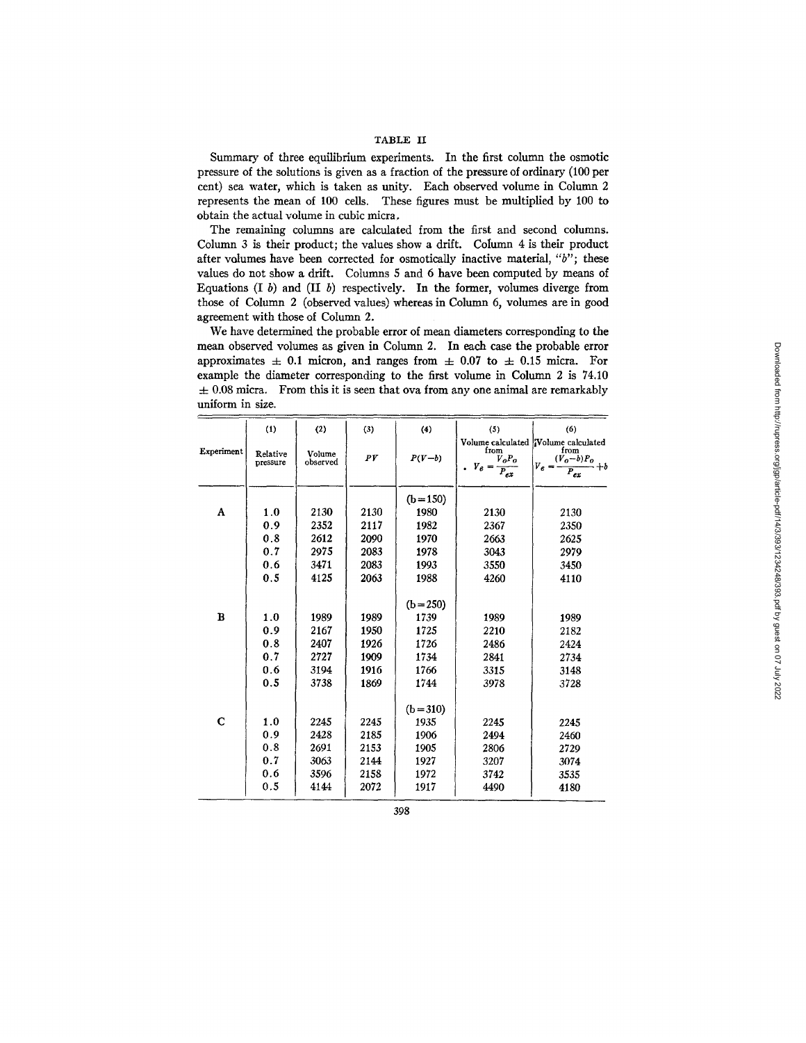TABLE II

Summary of three equilibrium experiments. In the first column the osmotic pressure of the solutions is given as a fraction of the pressure of ordinary (100 per cent) sea water, which is taken as unity. Each observed volume in Column 2 represents the mean of 100 cells. These figures must be multiplied by 100 to obtain the actual volume in cubic micra.

The remaining columns are calculated from the first and second columns. Column 3 is their product; the values show a drift. Column 4 is their product after volumes have been corrected for osmotically inactive material, "$b$"; these values do not show a drift. Columns 5 and 6 have been computed by means of Equations (I $b$) and (II $b$) respectively. In the former, volumes diverge from those of Column 2 (observed values) whereas in Column 6, volumes are in good agreement with those of Column 2.

We have determined the probable error of mean diameters corresponding to the mean observed volumes as given in Column 2. In each case the probable error approximates $\pm$ 0.1 micron, and ranges from $\pm$ 0.07 to $\pm$ 0.15 micra. For example the diameter corresponding to the first volume in Column 2 is 74.10 $\pm$ 0.08 micra. From this it is seen that ova from any one animal are remarkably uniform in size.

| Experiment | (1) Relative pressure | (2) Volume observed | (3) $PV$ | (4) $P(V-b)$ | (5) Volume calculated from $V_e = \frac{V_o P_o}{P_{ex}}$ | (6) Volume calculated from $V_e = \frac{(V_o - b)P_o}{P_{ex}} + b$ |
|---|---|---|---|---|---|---|
| | | | | ($b=150$) | | |
| A | 1.0 | 2130 | 2130 | 1980 | 2130 | 2130 |
| | 0.9 | 2352 | 2117 | 1982 | 2367 | 2350 |
| | 0.8 | 2612 | 2090 | 1970 | 2663 | 2625 |
| | 0.7 | 2975 | 2083 | 1978 | 3043 | 2979 |
| | 0.6 | 3471 | 2083 | 1993 | 3550 | 3450 |
| | 0.5 | 4125 | 2063 | 1988 | 4260 | 4110 |
| | | | | ($b=250$) | | |
| B | 1.0 | 1989 | 1989 | 1739 | 1989 | 1989 |
| | 0.9 | 2167 | 1950 | 1725 | 2210 | 2182 |
| | 0.8 | 2407 | 1926 | 1726 | 2486 | 2424 |
| | 0.7 | 2727 | 1909 | 1734 | 2841 | 2734 |
| | 0.6 | 3194 | 1916 | 1766 | 3315 | 3148 |
| | 0.5 | 3738 | 1869 | 1744 | 3978 | 3728 |
| | | | | ($b=310$) | | |
| C | 1.0 | 2245 | 2245 | 1935 | 2245 | 2245 |
| | 0.9 | 2428 | 2185 | 1906 | 2494 | 2460 |
| | 0.8 | 2691 | 2153 | 1905 | 2806 | 2729 |
| | 0.7 | 3063 | 2144 | 1927 | 3207 | 3074 |
| | 0.6 | 3596 | 2158 | 1972 | 3742 | 3535 |
| | 0.5 | 4144 | 2072 | 1917 | 4490 | 4180 |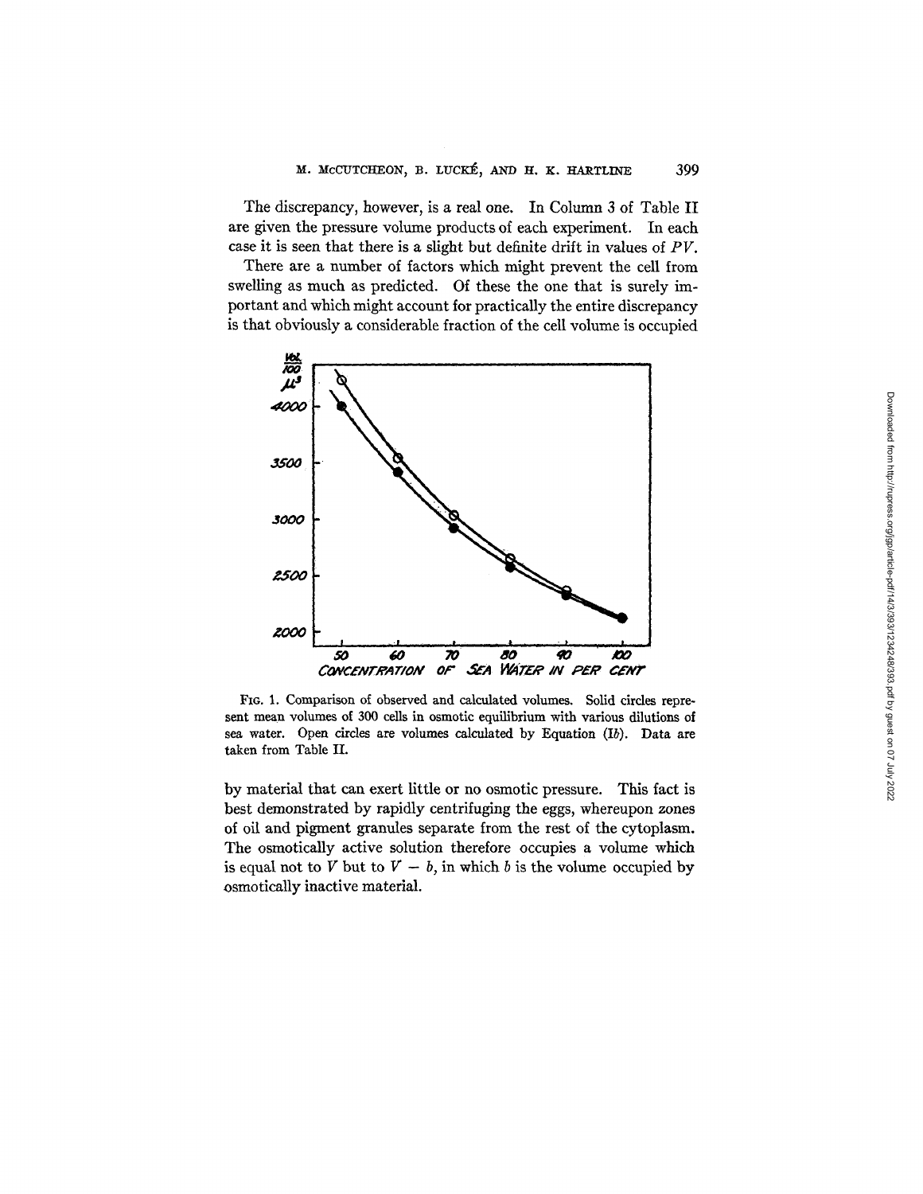The discrepancy, however, is a real one. In Column 3 of Table II are given the pressure volume products of each experiment. In each case it is seen that there is a slight but definite drift in values of $PV$.

There are a number of factors which might prevent the cell from swelling as much as predicted. Of these the one that is surely important and which might account for practically the entire discrepancy is that obviously a considerable fraction of the cell volume is occupied

FIG. 1. Comparison of observed and calculated volumes. Solid circles represent mean volumes of 300 cells in osmotic equilibrium with various dilutions of sea water. Open circles are volumes calculated by Equation (I*b*). Data are taken from Table II.

by material that can exert little or no osmotic pressure. This fact is best demonstrated by rapidly centrifuging the eggs, whereupon zones of oil and pigment granules separate from the rest of the cytoplasm. The osmotically active solution therefore occupies a volume which is equal not to $V$ but to $V - b$, in which $b$ is the volume occupied by osmotically inactive material.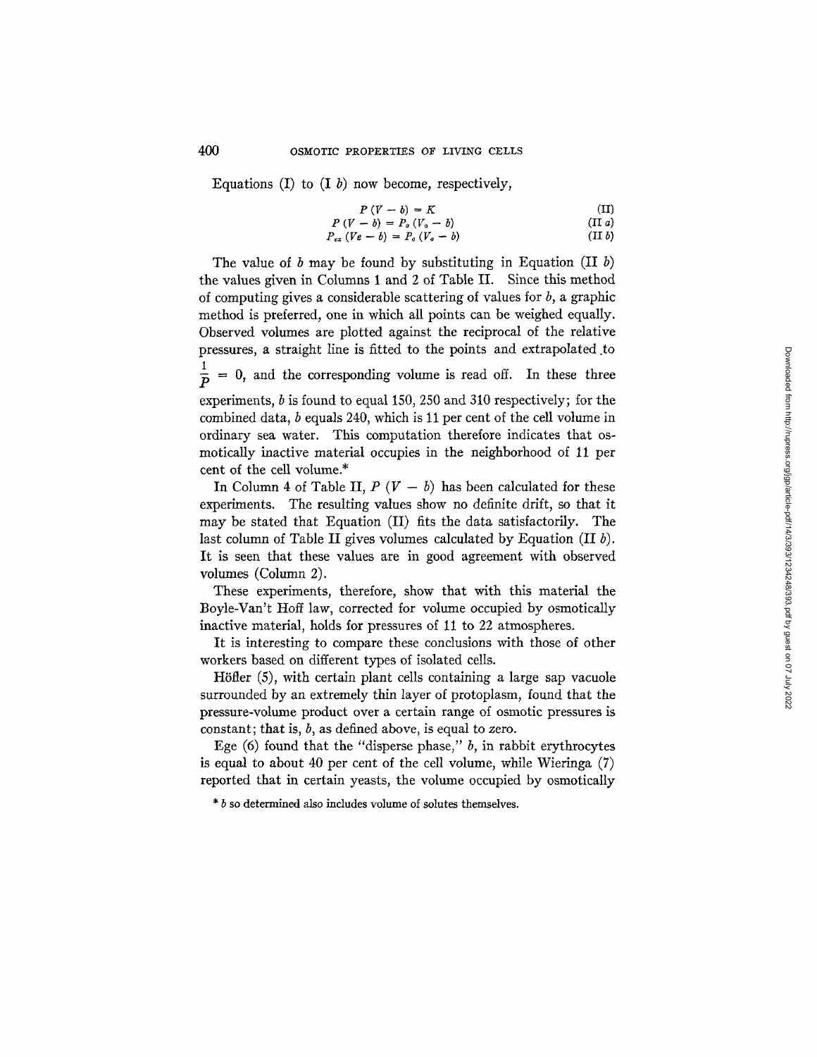Equations (I) to (I $b$) now become, respectively,

$$P(V - b) = K \tag{II}$$

$$P(V - b) = P_o(V_o - b) \tag{II $a$}$$

$$P_{ex}(Ve - b) = P_o(V_o - b) \tag{II $b$}$$

The value of $b$ may be found by substituting in Equation (II $b$) the values given in Columns 1 and 2 of Table II. Since this method of computing gives a considerable scattering of values for $b$, a graphic method is preferred, one in which all points can be weighed equally. Observed volumes are plotted against the reciprocal of the relative pressures, a straight line is fitted to the points and extrapolated to $\frac{1}{P} = 0$, and the corresponding volume is read off. In these three experiments, $b$ is found to equal 150, 250 and 310 respectively; for the combined data, $b$ equals 240, which is 11 per cent of the cell volume in ordinary sea water. This computation therefore indicates that osmotically inactive material occupies in the neighborhood of 11 per cent of the cell volume.*

In Column 4 of Table II, $P(V - b)$ has been calculated for these experiments. The resulting values show no definite drift, so that it may be stated that Equation (II) fits the data satisfactorily. The last column of Table II gives volumes calculated by Equation (II $b$). It is seen that these values are in good agreement with observed volumes (Column 2).

These experiments, therefore, show that with this material the Boyle-Van't Hoff law, corrected for volume occupied by osmotically inactive material, holds for pressures of 11 to 22 atmospheres.

It is interesting to compare these conclusions with those of other workers based on different types of isolated cells.

Höfler (5), with certain plant cells containing a large sap vacuole surrounded by an extremely thin layer of protoplasm, found that the pressure-volume product over a certain range of osmotic pressures is constant; that is, $b$, as defined above, is equal to zero.

Ege (6) found that the "disperse phase," $b$, in rabbit erythrocytes is equal to about 40 per cent of the cell volume, while Wieringa (7) reported that in certain yeasts, the volume occupied by osmotically

* $b$ so determined also includes volume of solutes themselves.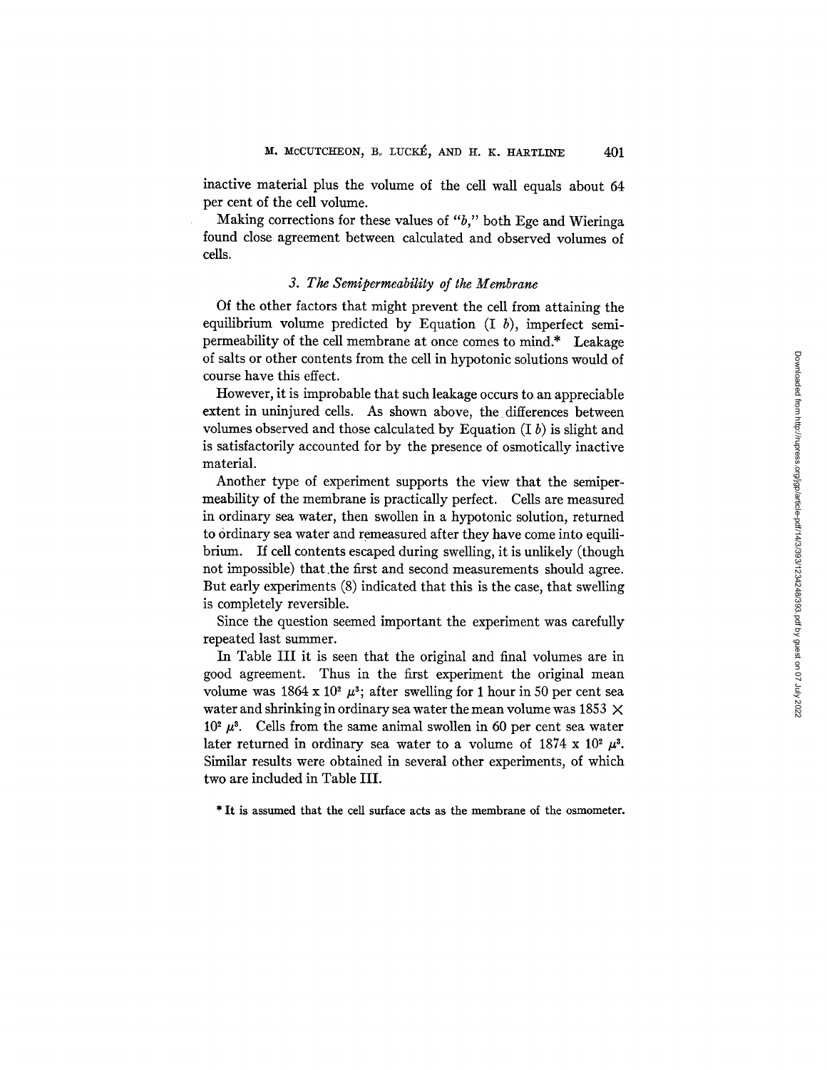inactive material plus the volume of the cell wall equals about 64 per cent of the cell volume.

Making corrections for these values of "$b$," both Ege and Wieringa found close agreement between calculated and observed volumes of cells.

### *3. The Semipermeability of the Membrane*

Of the other factors that might prevent the cell from attaining the equilibrium volume predicted by Equation (I $b$), imperfect semipermeability of the cell membrane at once comes to mind.* Leakage of salts or other contents from the cell in hypotonic solutions would of course have this effect.

However, it is improbable that such leakage occurs to an appreciable extent in uninjured cells. As shown above, the differences between volumes observed and those calculated by Equation (I $b$) is slight and is satisfactorily accounted for by the presence of osmotically inactive material.

Another type of experiment supports the view that the semipermeability of the membrane is practically perfect. Cells are measured in ordinary sea water, then swollen in a hypotonic solution, returned to ordinary sea water and remeasured after they have come into equilibrium. If cell contents escaped during swelling, it is unlikely (though not impossible) that the first and second measurements should agree. But early experiments (8) indicated that this is the case, that swelling is completely reversible.

Since the question seemed important the experiment was carefully repeated last summer.

In Table III it is seen that the original and final volumes are in good agreement. Thus in the first experiment the original mean volume was $1864 \times 10^2\ \mu^3$; after swelling for 1 hour in 50 per cent sea water and shrinking in ordinary sea water the mean volume was $1853 \times 10^2\ \mu^3$. Cells from the same animal swollen in 60 per cent sea water later returned in ordinary sea water to a volume of $1874 \times 10^2\ \mu^3$. Similar results were obtained in several other experiments, of which two are included in Table III.

\* It is assumed that the cell surface acts as the membrane of the osmometer.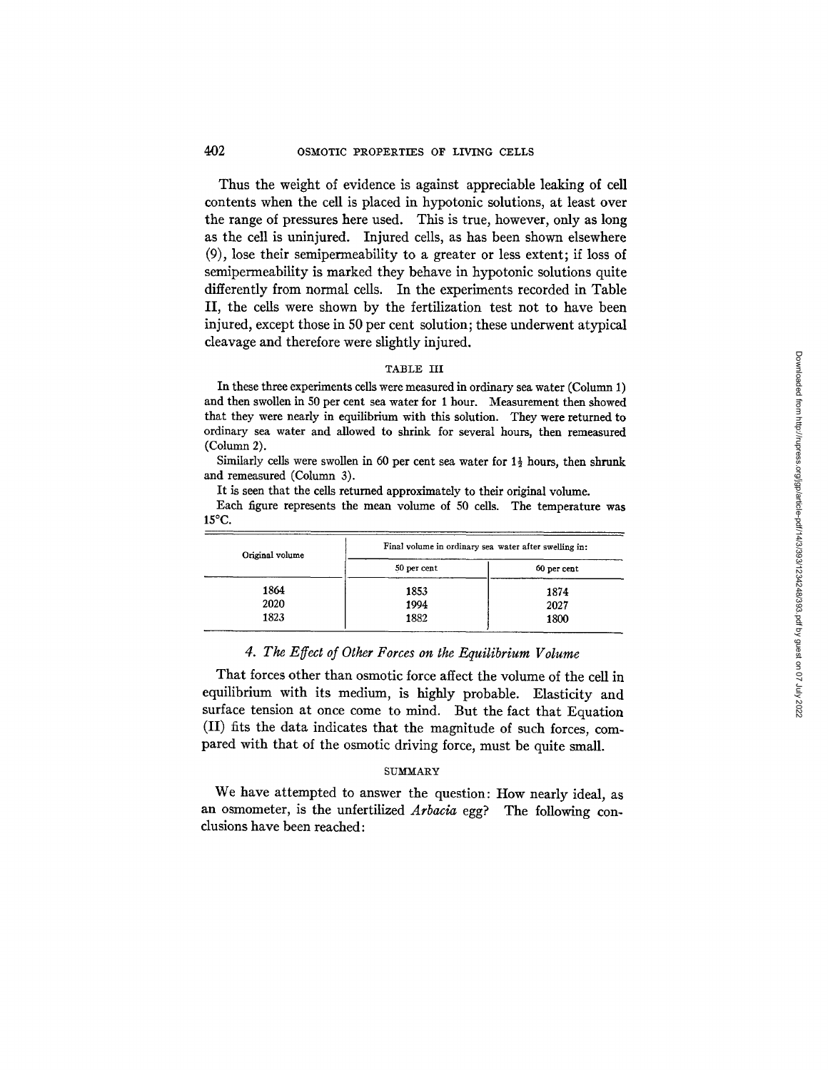Thus the weight of evidence is against appreciable leaking of cell contents when the cell is placed in hypotonic solutions, at least over the range of pressures here used. This is true, however, only as long as the cell is uninjured. Injured cells, as has been shown elsewhere (9), lose their semipermeability to a greater or less extent; if loss of semipermeability is marked they behave in hypotonic solutions quite differently from normal cells. In the experiments recorded in Table II, the cells were shown by the fertilization test not to have been injured, except those in 50 per cent solution; these underwent atypical cleavage and therefore were slightly injured.

TABLE III

In these three experiments cells were measured in ordinary sea water (Column 1) and then swollen in 50 per cent sea water for 1 hour. Measurement then showed that they were nearly in equilibrium with this solution. They were returned to ordinary sea water and allowed to shrink for several hours, then remeasured (Column 2).

Similarly cells were swollen in 60 per cent sea water for 1½ hours, then shrunk and remeasured (Column 3).

It is seen that the cells returned approximately to their original volume.

Each figure represents the mean volume of 50 cells. The temperature was 15°C.

| Original volume | Final volume in ordinary sea water after swelling in: | |
|---|---|---|
| | 50 per cent | 60 per cent |
| 1864 | 1853 | 1874 |
| 2020 | 1994 | 2027 |
| 1823 | 1882 | 1800 |

### 4. *The Effect of Other Forces on the Equilibrium Volume*

That forces other than osmotic force affect the volume of the cell in equilibrium with its medium, is highly probable. Elasticity and surface tension at once come to mind. But the fact that Equation (II) fits the data indicates that the magnitude of such forces, compared with that of the osmotic driving force, must be quite small.

## SUMMARY

We have attempted to answer the question: How nearly ideal, as an osmometer, is the unfertilized *Arbacia* egg? The following conclusions have been reached: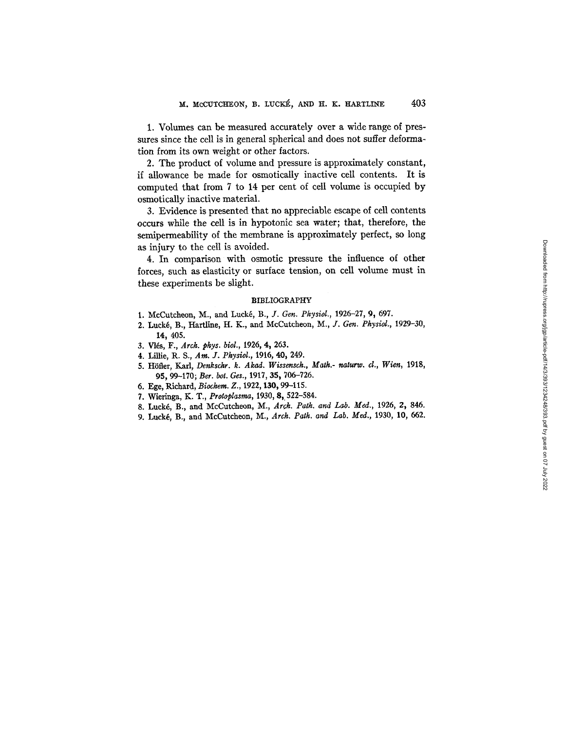1. Volumes can be measured accurately over a wide range of pressures since the cell is in general spherical and does not suffer deformation from its own weight or other factors.

2. The product of volume and pressure is approximately constant, if allowance be made for osmotically inactive cell contents. It is computed that from 7 to 14 per cent of cell volume is occupied by osmotically inactive material.

3. Evidence is presented that no appreciable escape of cell contents occurs while the cell is in hypotonic sea water; that, therefore, the semipermeability of the membrane is approximately perfect, so long as injury to the cell is avoided.

4. In comparison with osmotic pressure the influence of other forces, such as elasticity or surface tension, on cell volume must in these experiments be slight.

## BIBLIOGRAPHY

1. McCutcheon, M., and Lucké, B., *J. Gen. Physiol.*, 1926–27, **9**, 697.
2. Lucké, B., Hartline, H. K., and McCutcheon, M., *J. Gen. Physiol.*, 1929–30, **14**, 405.
3. Vlès, F., *Arch. phys. biol.*, 1926, **4**, 263.
4. Lillie, R. S., *Am. J. Physiol.*, 1916, **40**, 249.
5. Höfler, Karl, *Denkschr. k. Akad. Wissensch., Math.- naturw. cl., Wien*, 1918, **95**, 99–170; *Ber. bot. Ges.*, 1917, **35**, 706–726.
6. Ege, Richard, *Biochem. Z.*, 1922, **130**, 99–115.
7. Wieringa, K. T., *Protoplasma*, 1930, **8**, 522–584.
8. Lucké, B., and McCutcheon, M., *Arch. Path. and Lab. Med.*, 1926, **2**, 846.
9. Lucké, B., and McCutcheon, M., *Arch. Path. and Lab. Med.*, 1930, **10**, 662.